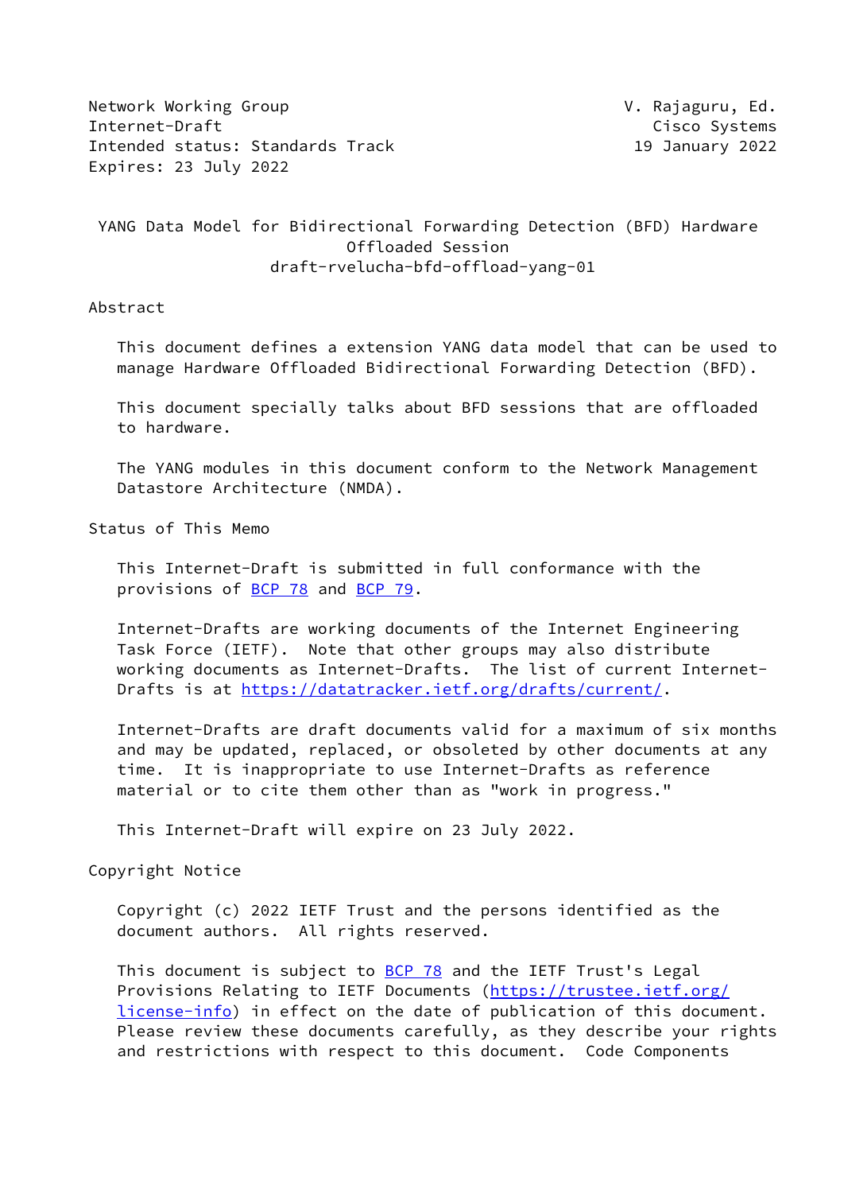Network Working Group V. Rajaguru, Ed.
Internet-Draft Cisco Systems
Intended status: Standards Track 19 January 2022
Expires: 23 July 2022

# YANG Data Model for Bidirectional Forwarding Detection (BFD) Hardware Offloaded Session

draft-rvelucha-bfd-offload-yang-01

## Abstract

This document defines a extension YANG data model that can be used to manage Hardware Offloaded Bidirectional Forwarding Detection (BFD).

This document specially talks about BFD sessions that are offloaded to hardware.

The YANG modules in this document conform to the Network Management Datastore Architecture (NMDA).

## Status of This Memo

This Internet-Draft is submitted in full conformance with the provisions of BCP 78 and BCP 79.

Internet-Drafts are working documents of the Internet Engineering Task Force (IETF). Note that other groups may also distribute working documents as Internet-Drafts. The list of current Internet-Drafts is at https://datatracker.ietf.org/drafts/current/.

Internet-Drafts are draft documents valid for a maximum of six months and may be updated, replaced, or obsoleted by other documents at any time. It is inappropriate to use Internet-Drafts as reference material or to cite them other than as "work in progress."

This Internet-Draft will expire on 23 July 2022.

## Copyright Notice

Copyright (c) 2022 IETF Trust and the persons identified as the document authors. All rights reserved.

This document is subject to BCP 78 and the IETF Trust's Legal Provisions Relating to IETF Documents (https://trustee.ietf.org/license-info) in effect on the date of publication of this document. Please review these documents carefully, as they describe your rights and restrictions with respect to this document. Code Components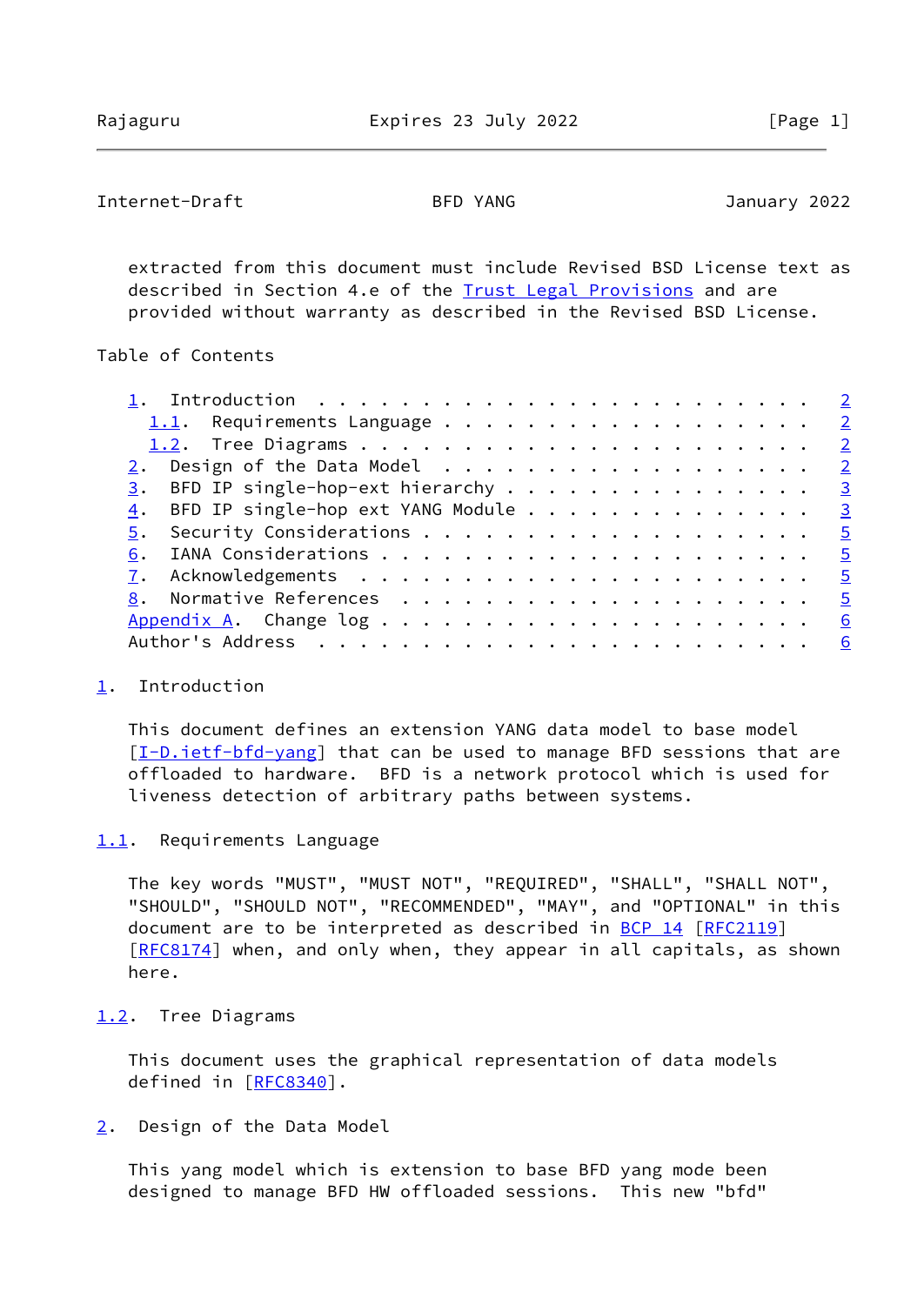extracted from this document must include Revised BSD License text as described in Section 4.e of the Trust Legal Provisions and are provided without warranty as described in the Revised BSD License.

Table of Contents

```
   1.  Introduction  . . . . . . . . . . . . . . . . . . . . . . . .   2
     1.1.  Requirements Language . . . . . . . . . . . . . . . . . .   2
     1.2.  Tree Diagrams . . . . . . . . . . . . . . . . . . . . . .   2
   2.  Design of the Data Model  . . . . . . . . . . . . . . . . . .   2
   3.  BFD IP single-hop-ext hierarchy . . . . . . . . . . . . . . .   3
   4.  BFD IP single-hop ext YANG Module . . . . . . . . . . . . . .   3
   5.  Security Considerations . . . . . . . . . . . . . . . . . . .   5
   6.  IANA Considerations . . . . . . . . . . . . . . . . . . . . .   5
   7.  Acknowledgements  . . . . . . . . . . . . . . . . . . . . . .   5
   8.  Normative References  . . . . . . . . . . . . . . . . . . . .   5
   Appendix A.  Change log . . . . . . . . . . . . . . . . . . . . .   6
   Author's Address  . . . . . . . . . . . . . . . . . . . . . . . .   6
```

## 1. Introduction

This document defines an extension YANG data model to base model [I-D.ietf-bfd-yang] that can be used to manage BFD sessions that are offloaded to hardware. BFD is a network protocol which is used for liveness detection of arbitrary paths between systems.

### 1.1. Requirements Language

The key words "MUST", "MUST NOT", "REQUIRED", "SHALL", "SHALL NOT", "SHOULD", "SHOULD NOT", "RECOMMENDED", "MAY", and "OPTIONAL" in this document are to be interpreted as described in BCP 14 [RFC2119] [RFC8174] when, and only when, they appear in all capitals, as shown here.

### 1.2. Tree Diagrams

This document uses the graphical representation of data models defined in [RFC8340].

## 2. Design of the Data Model

This yang model which is extension to base BFD yang mode been designed to manage BFD HW offloaded sessions. This new "bfd"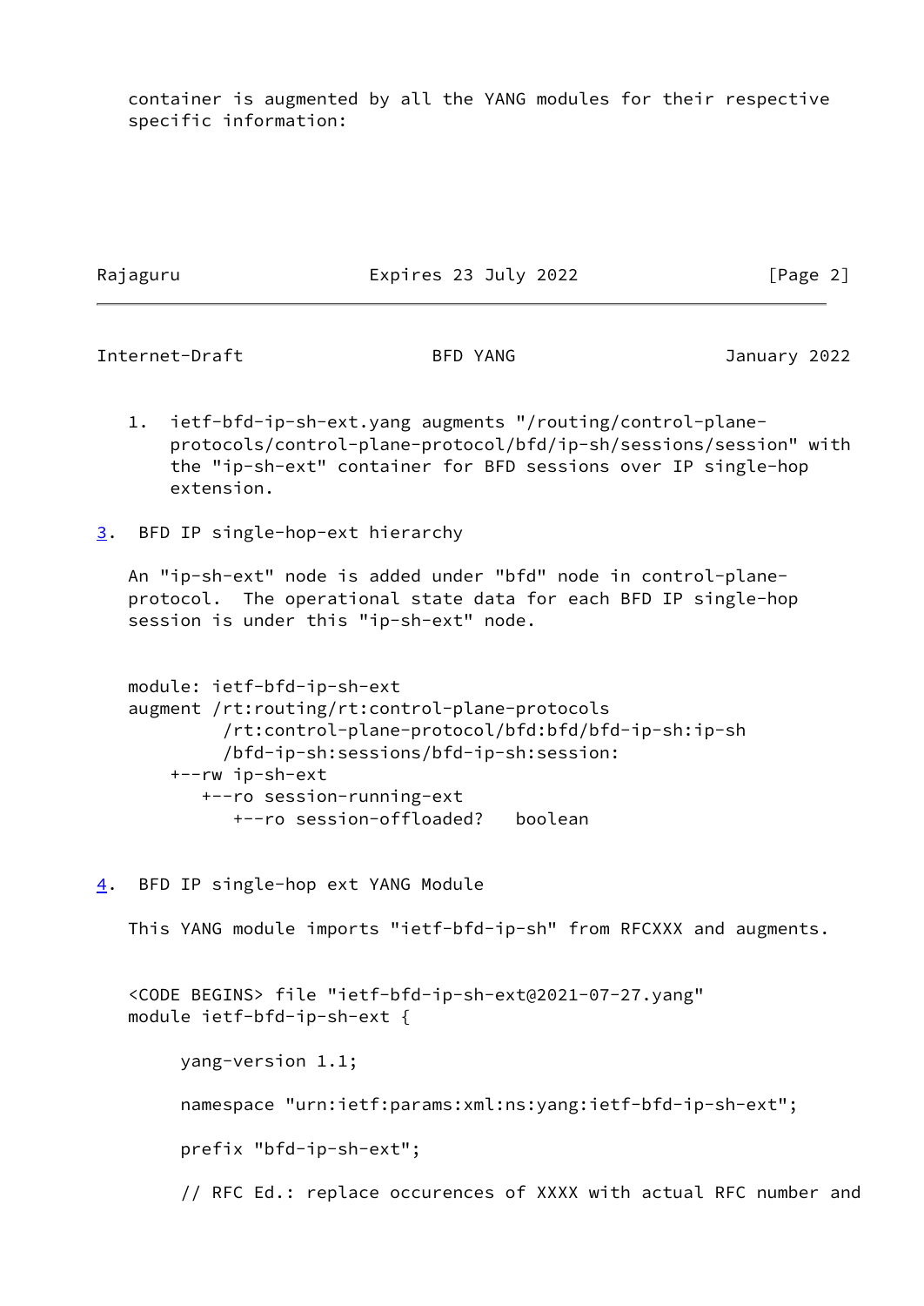container is augmented by all the YANG modules for their respective specific information:

1. ietf-bfd-ip-sh-ext.yang augments "/routing/control-plane-protocols/control-plane-protocol/bfd/ip-sh/sessions/session" with the "ip-sh-ext" container for BFD sessions over IP single-hop extension.

## 3. BFD IP single-hop-ext hierarchy

An "ip-sh-ext" node is added under "bfd" node in control-plane-protocol. The operational state data for each BFD IP single-hop session is under this "ip-sh-ext" node.

```
module: ietf-bfd-ip-sh-ext
augment /rt:routing/rt:control-plane-protocols
          /rt:control-plane-protocol/bfd:bfd/bfd-ip-sh:ip-sh
          /bfd-ip-sh:sessions/bfd-ip-sh:session:
    +--rw ip-sh-ext
       +--ro session-running-ext
          +--ro session-offloaded?   boolean
```

## 4. BFD IP single-hop ext YANG Module

This YANG module imports "ietf-bfd-ip-sh" from RFCXXX and augments.

```
<CODE BEGINS> file "ietf-bfd-ip-sh-ext@2021-07-27.yang"
module ietf-bfd-ip-sh-ext {

     yang-version 1.1;

     namespace "urn:ietf:params:xml:ns:yang:ietf-bfd-ip-sh-ext";

     prefix "bfd-ip-sh-ext";

     // RFC Ed.: replace occurences of XXXX with actual RFC number and
```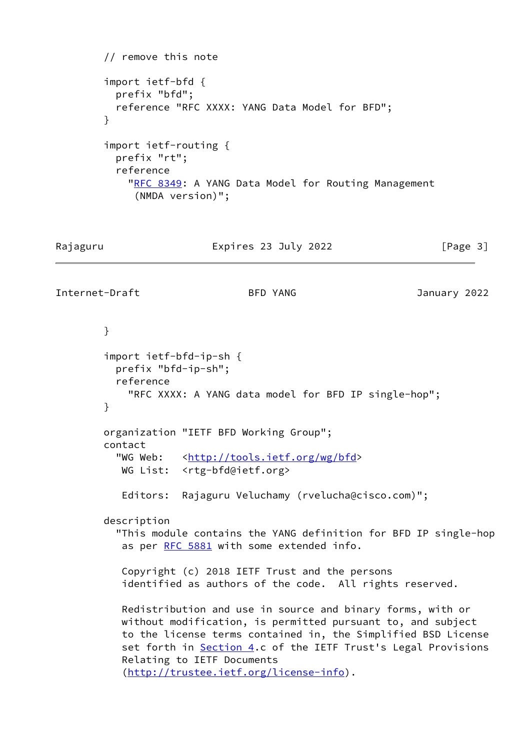```
        // remove this note

        import ietf-bfd {
          prefix "bfd";
          reference "RFC XXXX: YANG Data Model for BFD";
        }

        import ietf-routing {
          prefix "rt";
          reference
            "RFC 8349: A YANG Data Model for Routing Management
             (NMDA version)";
        }

        import ietf-bfd-ip-sh {
          prefix "bfd-ip-sh";
          reference
            "RFC XXXX: A YANG data model for BFD IP single-hop";
        }

        organization "IETF BFD Working Group";
        contact
          "WG Web:   <http://tools.ietf.org/wg/bfd>
           WG List:  <rtg-bfd@ietf.org>

           Editors:  Rajaguru Veluchamy (rvelucha@cisco.com)";

        description
          "This module contains the YANG definition for BFD IP single-hop
           as per RFC 5881 with some extended info.

           Copyright (c) 2018 IETF Trust and the persons
           identified as authors of the code.  All rights reserved.

           Redistribution and use in source and binary forms, with or
           without modification, is permitted pursuant to, and subject
           to the license terms contained in, the Simplified BSD License
           set forth in Section 4.c of the IETF Trust's Legal Provisions
           Relating to IETF Documents
           (http://trustee.ietf.org/license-info).
```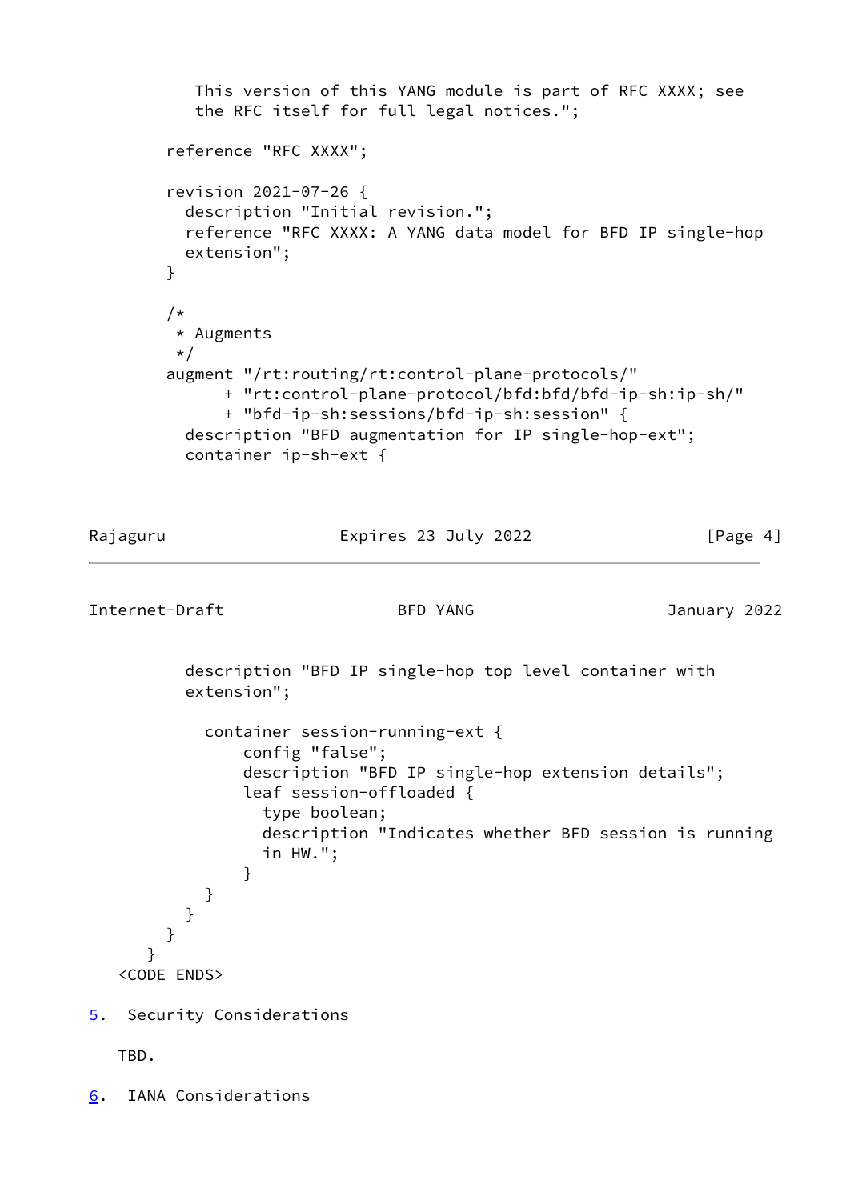```
           This version of this YANG module is part of RFC XXXX; see
           the RFC itself for full legal notices.";

        reference "RFC XXXX";

        revision 2021-07-26 {
          description "Initial revision.";
          reference "RFC XXXX: A YANG data model for BFD IP single-hop
          extension";
        }

        /*
         * Augments
         */
        augment "/rt:routing/rt:control-plane-protocols/"
              + "rt:control-plane-protocol/bfd:bfd/bfd-ip-sh:ip-sh/"
              + "bfd-ip-sh:sessions/bfd-ip-sh:session" {
          description "BFD augmentation for IP single-hop-ext";
          container ip-sh-ext {
          description "BFD IP single-hop top level container with
          extension";

            container session-running-ext {
                config "false";
                description "BFD IP single-hop extension details";
                leaf session-offloaded {
                  type boolean;
                  description "Indicates whether BFD session is running
                  in HW.";
                }
            }
          }
        }
      }
   <CODE ENDS>
```

## 5. Security Considerations

TBD.

## 6. IANA Considerations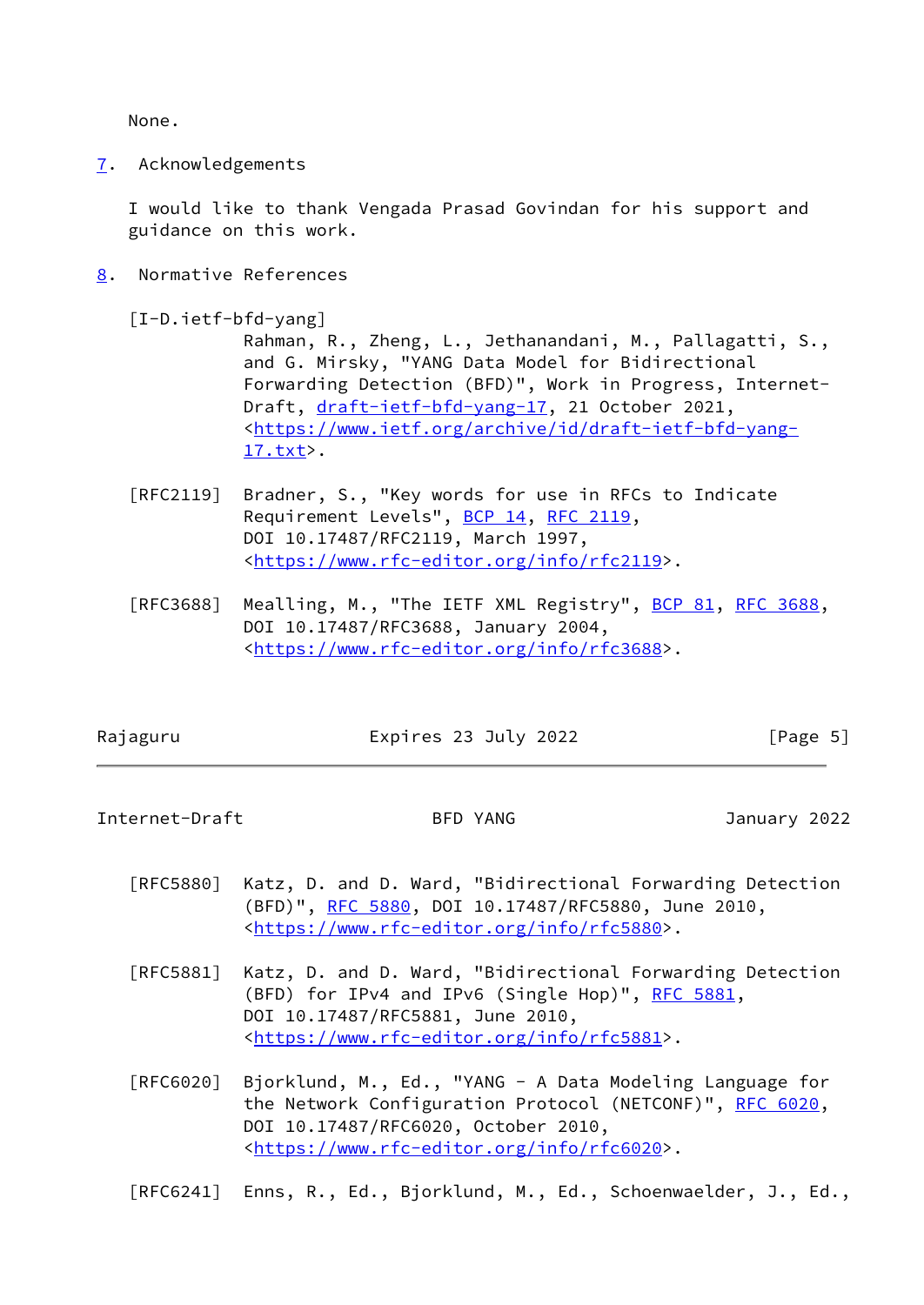None.

## 7. Acknowledgements

I would like to thank Vengada Prasad Govindan for his support and guidance on this work.

## 8. Normative References

[I-D.ietf-bfd-yang]
Rahman, R., Zheng, L., Jethanandani, M., Pallagatti, S., and G. Mirsky, "YANG Data Model for Bidirectional Forwarding Detection (BFD)", Work in Progress, Internet-Draft, draft-ietf-bfd-yang-17, 21 October 2021, <https://www.ietf.org/archive/id/draft-ietf-bfd-yang-17.txt>.

[RFC2119] Bradner, S., "Key words for use in RFCs to Indicate Requirement Levels", BCP 14, RFC 2119, DOI 10.17487/RFC2119, March 1997, <https://www.rfc-editor.org/info/rfc2119>.

[RFC3688] Mealling, M., "The IETF XML Registry", BCP 81, RFC 3688, DOI 10.17487/RFC3688, January 2004, <https://www.rfc-editor.org/info/rfc3688>.

[RFC5880] Katz, D. and D. Ward, "Bidirectional Forwarding Detection (BFD)", RFC 5880, DOI 10.17487/RFC5880, June 2010, <https://www.rfc-editor.org/info/rfc5880>.

[RFC5881] Katz, D. and D. Ward, "Bidirectional Forwarding Detection (BFD) for IPv4 and IPv6 (Single Hop)", RFC 5881, DOI 10.17487/RFC5881, June 2010, <https://www.rfc-editor.org/info/rfc5881>.

[RFC6020] Bjorklund, M., Ed., "YANG - A Data Modeling Language for the Network Configuration Protocol (NETCONF)", RFC 6020, DOI 10.17487/RFC6020, October 2010, <https://www.rfc-editor.org/info/rfc6020>.

[RFC6241] Enns, R., Ed., Bjorklund, M., Ed., Schoenwaelder, J., Ed.,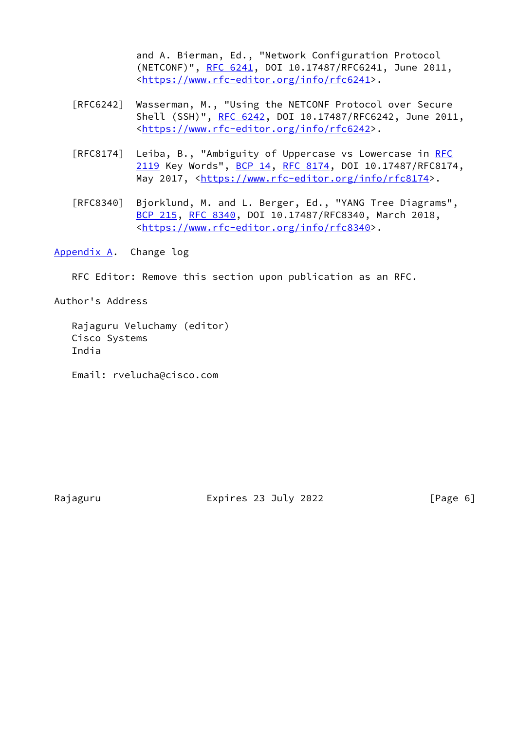and A. Bierman, Ed., "Network Configuration Protocol (NETCONF)", RFC 6241, DOI 10.17487/RFC6241, June 2011, <https://www.rfc-editor.org/info/rfc6241>.

[RFC6242] Wasserman, M., "Using the NETCONF Protocol over Secure Shell (SSH)", RFC 6242, DOI 10.17487/RFC6242, June 2011, <https://www.rfc-editor.org/info/rfc6242>.

[RFC8174] Leiba, B., "Ambiguity of Uppercase vs Lowercase in RFC 2119 Key Words", BCP 14, RFC 8174, DOI 10.17487/RFC8174, May 2017, <https://www.rfc-editor.org/info/rfc8174>.

[RFC8340] Bjorklund, M. and L. Berger, Ed., "YANG Tree Diagrams", BCP 215, RFC 8340, DOI 10.17487/RFC8340, March 2018, <https://www.rfc-editor.org/info/rfc8340>.

## Appendix A. Change log

RFC Editor: Remove this section upon publication as an RFC.

## Author's Address

Rajaguru Veluchamy (editor)
Cisco Systems
India

Email: rvelucha@cisco.com